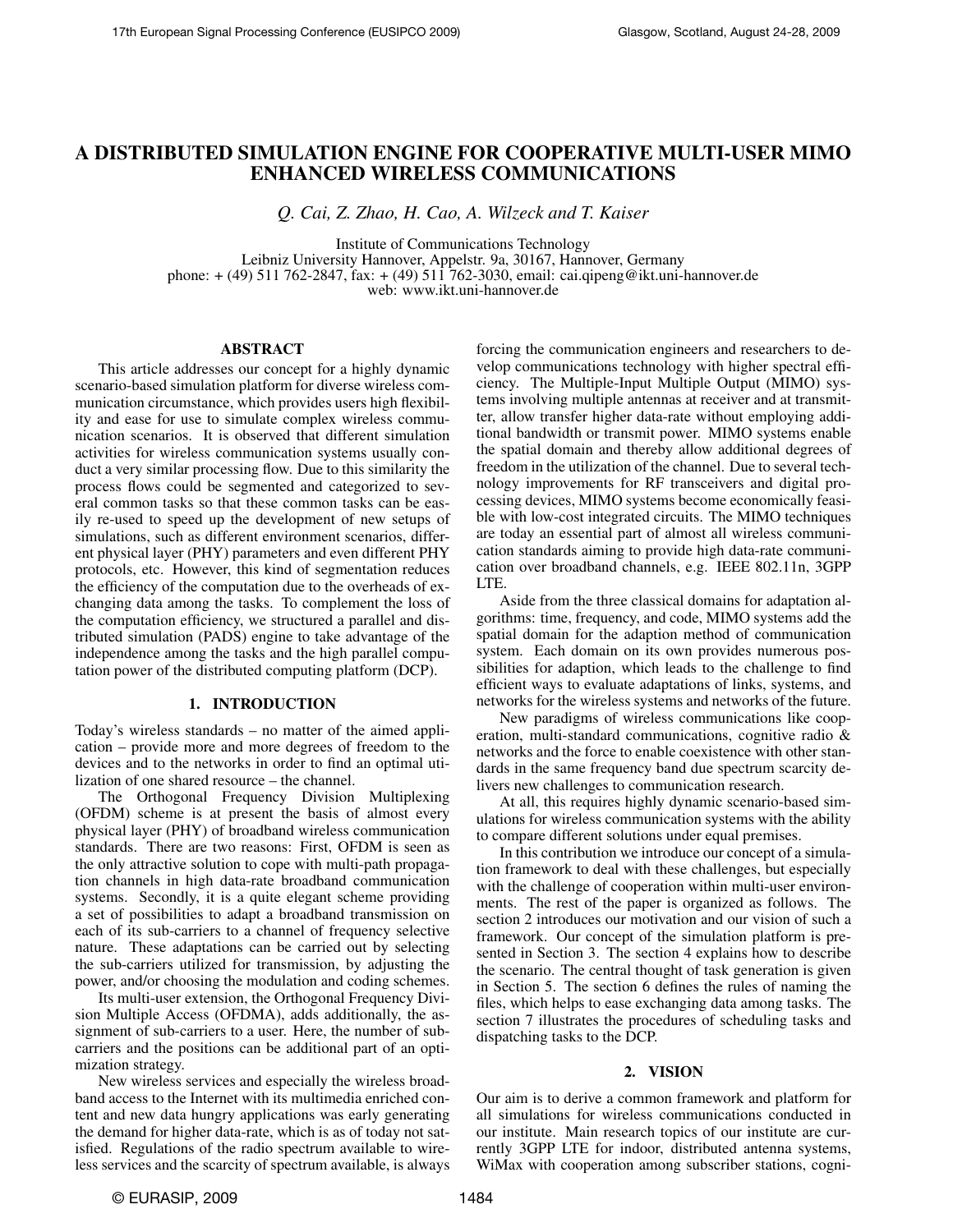# A DISTRIBUTED SIMULATION ENGINE FOR COOPERATIVE MULTI-USER MIMO ENHANCED WIRELESS COMMUNICATIONS

*Q. Cai, Z. Zhao, H. Cao, A. Wilzeck and T. Kaiser*

Institute of Communications Technology
Leibniz University Hannover, Appelstr. 9a, 30167, Hannover, Germany
phone: + (49) 511 762-2847, fax: + (49) 511 762-3030, email: cai.qipeng@ikt.uni-hannover.de
web: www.ikt.uni-hannover.de

## ABSTRACT

This article addresses our concept for a highly dynamic scenario-based simulation platform for diverse wireless communication circumstance, which provides users high flexibility and ease for use to simulate complex wireless communication scenarios. It is observed that different simulation activities for wireless communication systems usually conduct a very similar processing flow. Due to this similarity the process flows could be segmented and categorized to several common tasks so that these common tasks can be easily re-used to speed up the development of new setups of simulations, such as different environment scenarios, different physical layer (PHY) parameters and even different PHY protocols, etc. However, this kind of segmentation reduces the efficiency of the computation due to the overheads of exchanging data among the tasks. To complement the loss of the computation efficiency, we structured a parallel and distributed simulation (PADS) engine to take advantage of the independence among the tasks and the high parallel computation power of the distributed computing platform (DCP).

## 1. INTRODUCTION

Today's wireless standards – no matter of the aimed application – provide more and more degrees of freedom to the devices and to the networks in order to find an optimal utilization of one shared resource – the channel.

The Orthogonal Frequency Division Multiplexing (OFDM) scheme is at present the basis of almost every physical layer (PHY) of broadband wireless communication standards. There are two reasons: First, OFDM is seen as the only attractive solution to cope with multi-path propagation channels in high data-rate broadband communication systems. Secondly, it is a quite elegant scheme providing a set of possibilities to adapt a broadband transmission on each of its sub-carriers to a channel of frequency selective nature. These adaptations can be carried out by selecting the sub-carriers utilized for transmission, by adjusting the power, and/or choosing the modulation and coding schemes.

Its multi-user extension, the Orthogonal Frequency Division Multiple Access (OFDMA), adds additionally, the assignment of sub-carriers to a user. Here, the number of subcarriers and the positions can be additional part of an optimization strategy.

New wireless services and especially the wireless broadband access to the Internet with its multimedia enriched content and new data hungry applications was early generating the demand for higher data-rate, which is as of today not satisfied. Regulations of the radio spectrum available to wireless services and the scarcity of spectrum available, is always forcing the communication engineers and researchers to develop communications technology with higher spectral efficiency. The Multiple-Input Multiple Output (MIMO) systems involving multiple antennas at receiver and at transmitter, allow transfer higher data-rate without employing additional bandwidth or transmit power. MIMO systems enable the spatial domain and thereby allow additional degrees of freedom in the utilization of the channel. Due to several technology improvements for RF transceivers and digital processing devices, MIMO systems become economically feasible with low-cost integrated circuits. The MIMO techniques are today an essential part of almost all wireless communication standards aiming to provide high data-rate communication over broadband channels, e.g. IEEE 802.11n, 3GPP LTE.

Aside from the three classical domains for adaptation algorithms: time, frequency, and code, MIMO systems add the spatial domain for the adaption method of communication system. Each domain on its own provides numerous possibilities for adaption, which leads to the challenge to find efficient ways to evaluate adaptations of links, systems, and networks for the wireless systems and networks of the future.

New paradigms of wireless communications like cooperation, multi-standard communications, cognitive radio & networks and the force to enable coexistence with other standards in the same frequency band due spectrum scarcity delivers new challenges to communication research.

At all, this requires highly dynamic scenario-based simulations for wireless communication systems with the ability to compare different solutions under equal premises.

In this contribution we introduce our concept of a simulation framework to deal with these challenges, but especially with the challenge of cooperation within multi-user environments. The rest of the paper is organized as follows. The section 2 introduces our motivation and our vision of such a framework. Our concept of the simulation platform is presented in Section 3. The section 4 explains how to describe the scenario. The central thought of task generation is given in Section 5. The section 6 defines the rules of naming the files, which helps to ease exchanging data among tasks. The section 7 illustrates the procedures of scheduling tasks and dispatching tasks to the DCP.

## 2. VISION

Our aim is to derive a common framework and platform for all simulations for wireless communications conducted in our institute. Main research topics of our institute are currently 3GPP LTE for indoor, distributed antenna systems, WiMax with cooperation among subscriber stations, cogni-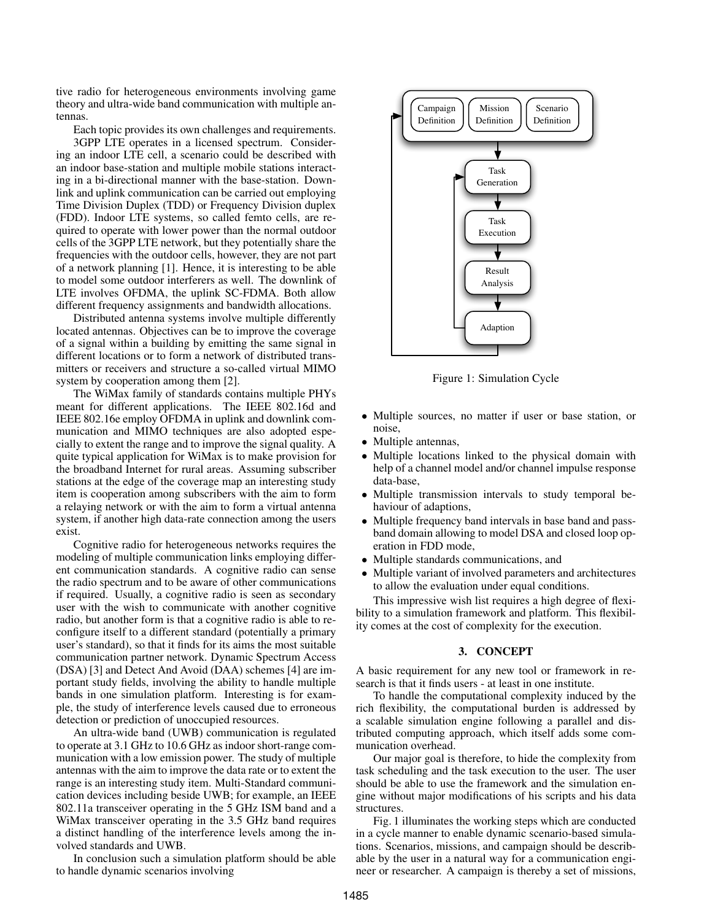tive radio for heterogeneous environments involving game theory and ultra-wide band communication with multiple antennas.

Each topic provides its own challenges and requirements.

3GPP LTE operates in a licensed spectrum. Considering an indoor LTE cell, a scenario could be described with an indoor base-station and multiple mobile stations interacting in a bi-directional manner with the base-station. Downlink and uplink communication can be carried out employing Time Division Duplex (TDD) or Frequency Division duplex (FDD). Indoor LTE systems, so called femto cells, are required to operate with lower power than the normal outdoor cells of the 3GPP LTE network, but they potentially share the frequencies with the outdoor cells, however, they are not part of a network planning [1]. Hence, it is interesting to be able to model some outdoor interferers as well. The downlink of LTE involves OFDMA, the uplink SC-FDMA. Both allow different frequency assignments and bandwidth allocations.

Distributed antenna systems involve multiple differently located antennas. Objectives can be to improve the coverage of a signal within a building by emitting the same signal in different locations or to form a network of distributed transmitters or receivers and structure a so-called virtual MIMO system by cooperation among them [2].

The WiMax family of standards contains multiple PHYs meant for different applications. The IEEE 802.16d and IEEE 802.16e employ OFDMA in uplink and downlink communication and MIMO techniques are also adopted especially to extent the range and to improve the signal quality. A quite typical application for WiMax is to make provision for the broadband Internet for rural areas. Assuming subscriber stations at the edge of the coverage map an interesting study item is cooperation among subscribers with the aim to form a relaying network or with the aim to form a virtual antenna system, if another high data-rate connection among the users exist.

Cognitive radio for heterogeneous networks requires the modeling of multiple communication links employing different communication standards. A cognitive radio can sense the radio spectrum and to be aware of other communications if required. Usually, a cognitive radio is seen as secondary user with the wish to communicate with another cognitive radio, but another form is that a cognitive radio is able to reconfigure itself to a different standard (potentially a primary user's standard), so that it finds for its aims the most suitable communication partner network. Dynamic Spectrum Access (DSA) [3] and Detect And Avoid (DAA) schemes [4] are important study fields, involving the ability to handle multiple bands in one simulation platform. Interesting is for example, the study of interference levels caused due to erroneous detection or prediction of unoccupied resources.

An ultra-wide band (UWB) communication is regulated to operate at 3.1 GHz to 10.6 GHz as indoor short-range communication with a low emission power. The study of multiple antennas with the aim to improve the data rate or to extent the range is an interesting study item. Multi-Standard communication devices including beside UWB; for example, an IEEE 802.11a transceiver operating in the 5 GHz ISM band and a WiMax transceiver operating in the 3.5 GHz band requires a distinct handling of the interference levels among the involved standards and UWB.

In conclusion such a simulation platform should be able to handle dynamic scenarios involving

- Multiple sources, no matter if user or base station, or noise,
- Multiple antennas,
- Multiple locations linked to the physical domain with help of a channel model and/or channel impulse response data-base,
- Multiple transmission intervals to study temporal behaviour of adaptions,
- Multiple frequency band intervals in base band and pass-band domain allowing to model DSA and closed loop operation in FDD mode,
- Multiple standards communications, and
- Multiple variant of involved parameters and architectures to allow the evaluation under equal conditions.

This impressive wish list requires a high degree of flexibility to a simulation framework and platform. This flexibility comes at the cost of complexity for the execution.

Campaign Definition | Mission Definition | Scenario Definition → Task Generation → Task Execution → Result Analysis → Adaption

Figure 1: Simulation Cycle

## 3. CONCEPT

A basic requirement for any new tool or framework in research is that it finds users - at least in one institute.

To handle the computational complexity induced by the rich flexibility, the computational burden is addressed by a scalable simulation engine following a parallel and distributed computing approach, which itself adds some communication overhead.

Our major goal is therefore, to hide the complexity from task scheduling and the task execution to the user. The user should be able to use the framework and the simulation engine without major modifications of his scripts and his data structures.

Fig. 1 illuminates the working steps which are conducted in a cycle manner to enable dynamic scenario-based simulations. Scenarios, missions, and campaign should be describable by the user in a natural way for a communication engineer or researcher. A campaign is thereby a set of missions,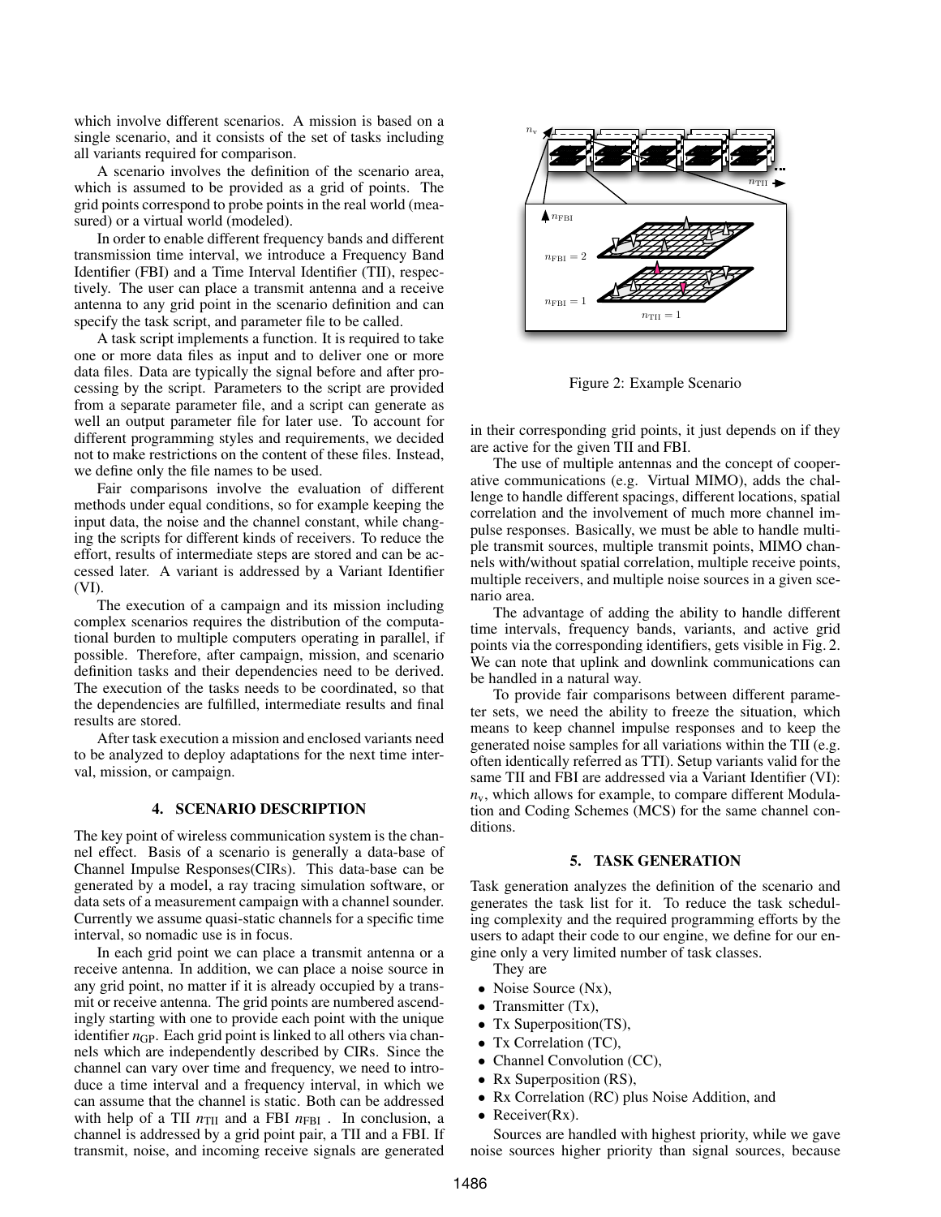which involve different scenarios. A mission is based on a single scenario, and it consists of the set of tasks including all variants required for comparison.

A scenario involves the definition of the scenario area, which is assumed to be provided as a grid of points. The grid points correspond to probe points in the real world (measured) or a virtual world (modeled).

In order to enable different frequency bands and different transmission time interval, we introduce a Frequency Band Identifier (FBI) and a Time Interval Identifier (TII), respectively. The user can place a transmit antenna and a receive antenna to any grid point in the scenario definition and can specify the task script, and parameter file to be called.

A task script implements a function. It is required to take one or more data files as input and to deliver one or more data files. Data are typically the signal before and after processing by the script. Parameters to the script are provided from a separate parameter file, and a script can generate as well an output parameter file for later use. To account for different programming styles and requirements, we decided not to make restrictions on the content of these files. Instead, we define only the file names to be used.

Fair comparisons involve the evaluation of different methods under equal conditions, so for example keeping the input data, the noise and the channel constant, while changing the scripts for different kinds of receivers. To reduce the effort, results of intermediate steps are stored and can be accessed later. A variant is addressed by a Variant Identifier (VI).

The execution of a campaign and its mission including complex scenarios requires the distribution of the computational burden to multiple computers operating in parallel, if possible. Therefore, after campaign, mission, and scenario definition tasks and their dependencies need to be derived. The execution of the tasks needs to be coordinated, so that the dependencies are fulfilled, intermediate results and final results are stored.

After task execution a mission and enclosed variants need to be analyzed to deploy adaptations for the next time interval, mission, or campaign.

## 4. SCENARIO DESCRIPTION

The key point of wireless communication system is the channel effect. Basis of a scenario is generally a data-base of Channel Impulse Responses(CIRs). This data-base can be generated by a model, a ray tracing simulation software, or data sets of a measurement campaign with a channel sounder. Currently we assume quasi-static channels for a specific time interval, so nomadic use is in focus.

In each grid point we can place a transmit antenna or a receive antenna. In addition, we can place a noise source in any grid point, no matter if it is already occupied by a transmit or receive antenna. The grid points are numbered ascendingly starting with one to provide each point with the unique identifier $n_{\mathrm{GP}}$. Each grid point is linked to all others via channels which are independently described by CIRs. Since the channel can vary over time and frequency, we need to introduce a time interval and a frequency interval, in which we can assume that the channel is static. Both can be addressed with help of a TII $n_{\mathrm{TII}}$ and a FBI $n_{\mathrm{FBI}}$. In conclusion, a channel is addressed by a grid point pair, a TII and a FBI. If transmit, noise, and incoming receive signals are generated in their corresponding grid points, it just depends on if they are active for the given TII and FBI.

Figure 2: Example Scenario

The use of multiple antennas and the concept of cooperative communications (e.g. Virtual MIMO), adds the challenge to handle different spacings, different locations, spatial correlation and the involvement of much more channel impulse responses. Basically, we must be able to handle multiple transmit sources, multiple transmit points, MIMO channels with/without spatial correlation, multiple receive points, multiple receivers, and multiple noise sources in a given scenario area.

The advantage of adding the ability to handle different time intervals, frequency bands, variants, and active grid points via the corresponding identifiers, gets visible in Fig. 2. We can note that uplink and downlink communications can be handled in a natural way.

To provide fair comparisons between different parameter sets, we need the ability to freeze the situation, which means to keep channel impulse responses and to keep the generated noise samples for all variations within the TII (e.g. often identically referred as TTI). Setup variants valid for the same TII and FBI are addressed via a Variant Identifier (VI): $n_{\mathrm{v}}$, which allows for example, to compare different Modulation and Coding Schemes (MCS) for the same channel conditions.

## 5. TASK GENERATION

Task generation analyzes the definition of the scenario and generates the task list for it. To reduce the task scheduling complexity and the required programming efforts by the users to adapt their code to our engine, we define for our engine only a very limited number of task classes.

They are

- Noise Source (Nx),
- Transmitter (Tx),
- Tx Superposition(TS),
- Tx Correlation (TC),
- Channel Convolution (CC),
- Rx Superposition (RS),
- Rx Correlation (RC) plus Noise Addition, and
- Receiver(Rx).

Sources are handled with highest priority, while we gave noise sources higher priority than signal sources, because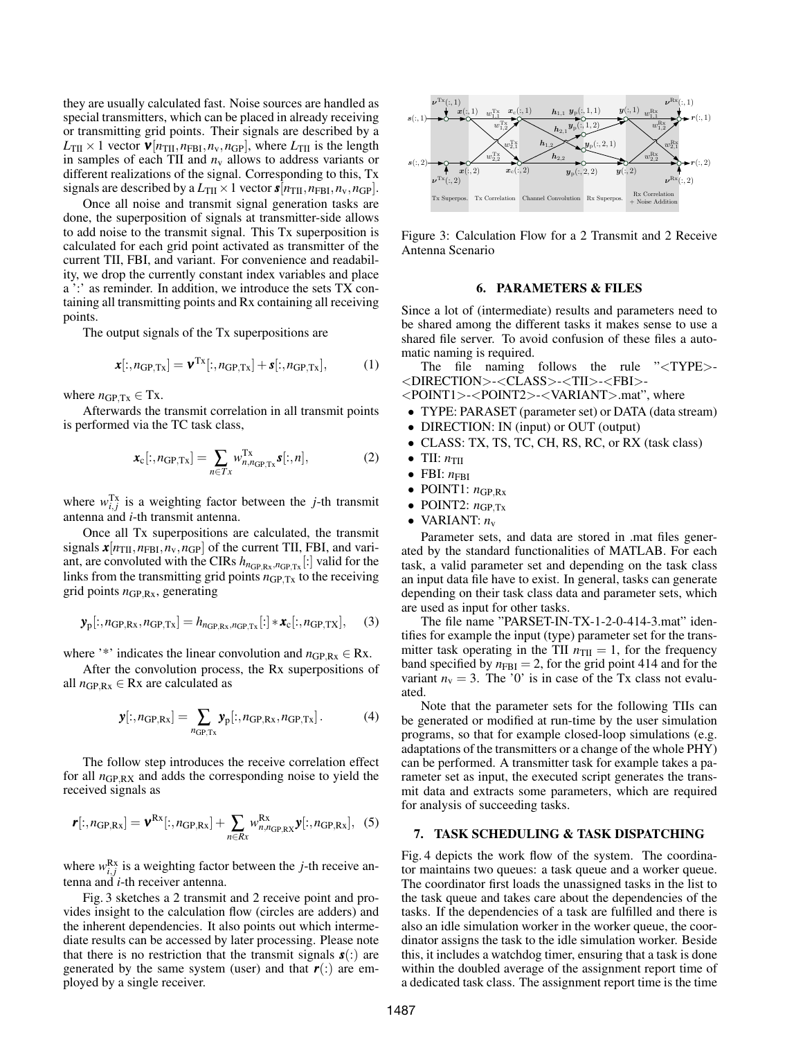they are usually calculated fast. Noise sources are handled as special transmitters, which can be placed in already receiving or transmitting grid points. Their signals are described by a $L_{\text{TII}} \times 1$ vector $\boldsymbol{\nu}[n_{\text{TII}}, n_{\text{FBI}}, n_{\text{v}}, n_{\text{GP}}]$, where $L_{\text{TII}}$ is the length in samples of each TII and $n_{\text{v}}$ allows to address variants or different realizations of the signal. Corresponding to this, Tx signals are described by a $L_{\text{TII}} \times 1$ vector $\boldsymbol{s}[n_{\text{TII}}, n_{\text{FBI}}, n_{\text{v}}, n_{\text{GP}}]$.

Once all noise and transmit signal generation tasks are done, the superposition of signals at transmitter-side allows to add noise to the transmit signal. This Tx superposition is calculated for each grid point activated as transmitter of the current TII, FBI, and variant. For convenience and readability, we drop the currently constant index variables and place a ':' as reminder. In addition, we introduce the sets TX containing all transmitting points and Rx containing all receiving points.

The output signals of the Tx superpositions are

$$\boldsymbol{x}[:, n_{\text{GP,Tx}}] = \boldsymbol{\nu}^{\text{Tx}}[:, n_{\text{GP,Tx}}] + \boldsymbol{s}[:, n_{\text{GP,Tx}}], \quad (1)$$

where $n_{\text{GP,Tx}} \in \text{Tx}$.

Afterwards the transmit correlation in all transmit points is performed via the TC task class,

$$\boldsymbol{x}_{\text{c}}[:, n_{\text{GP,Tx}}] = \sum_{n \in Tx} w^{\text{Tx}}_{n, n_{\text{GP,Tx}}} \boldsymbol{s}[:, n], \quad (2)$$

where $w^{\text{Tx}}_{i,j}$ is a weighting factor between the $j$-th transmit antenna and $i$-th transmit antenna.

Once all Tx superpositions are calculated, the transmit signals $\boldsymbol{x}[n_{\text{TII}}, n_{\text{FBI}}, n_{\text{v}}, n_{\text{GP}}]$ of the current TII, FBI, and variant, are convoluted with the CIRs $h_{n_{\text{GP,Rx}}, n_{\text{GP,Tx}}}[:]$ valid for the links from the transmitting grid points $n_{\text{GP,Tx}}$ to the receiving grid points $n_{\text{GP,Rx}}$, generating

$$\boldsymbol{y}_{\text{p}}[:, n_{\text{GP,Rx}}, n_{\text{GP,Tx}}] = h_{n_{\text{GP,Rx}}, n_{\text{GP,Tx}}}[:] * \boldsymbol{x}_{\text{c}}[:, n_{\text{GP,TX}}], \quad (3)$$

where '*' indicates the linear convolution and $n_{\text{GP,Rx}} \in \text{Rx}$.

After the convolution process, the Rx superpositions of all $n_{\text{GP,Rx}} \in \text{Rx}$ are calculated as

$$\boldsymbol{y}[:, n_{\text{GP,Rx}}] = \sum_{n_{\text{GP,Tx}}} \boldsymbol{y}_{\text{p}}[:, n_{\text{GP,Rx}}, n_{\text{GP,Tx}}]. \quad (4)$$

The follow step introduces the receive correlation effect for all $n_{\text{GP,RX}}$ and adds the corresponding noise to yield the received signals as

$$\boldsymbol{r}[:, n_{\text{GP,Rx}}] = \boldsymbol{\nu}^{\text{Rx}}[:, n_{\text{GP,Rx}}] + \sum_{n \in Rx} w^{\text{Rx}}_{n, n_{\text{GP,RX}}} \boldsymbol{y}[:, n_{\text{GP,Rx}}], \quad (5)$$

where $w^{\text{Rx}}_{i,j}$ is a weighting factor between the $j$-th receive antenna and $i$-th receiver antenna.

Fig. 3 sketches a 2 transmit and 2 receive point and provides insight to the calculation flow (circles are adders) and the inherent dependencies. It also points out which intermediate results can be accessed by later processing. Please note that there is no restriction that the transmit signals $\boldsymbol{s}(:)$ are generated by the same system (user) and that $\boldsymbol{r}(:)$ are employed by a single receiver.

Figure 3: Calculation Flow for a 2 Transmit and 2 Receive Antenna Scenario

## 6. PARAMETERS & FILES

Since a lot of (intermediate) results and parameters need to be shared among the different tasks it makes sense to use a shared file server. To avoid confusion of these files a automatic naming is required.

The file naming follows the rule "<TYPE>-<DIRECTION>-<CLASS>-<TII>-<FBI>-<POINT1>-<POINT2>-<VARIANT>.mat", where

- TYPE: PARASET (parameter set) or DATA (data stream)
- DIRECTION: IN (input) or OUT (output)
- CLASS: TX, TS, TC, CH, RS, RC, or RX (task class)
- TII: $n_{\text{TII}}$
- FBI: $n_{\text{FBI}}$
- POINT1: $n_{\text{GP,Rx}}$
- POINT2: $n_{\text{GP,Tx}}$
- VARIANT: $n_{\text{v}}$

Parameter sets, and data are stored in .mat files generated by the standard functionalities of MATLAB. For each task, a valid parameter set and depending on the task class an input data file have to exist. In general, tasks can generate depending on their task class data and parameter sets, which are used as input for other tasks.

The file name "PARSET-IN-TX-1-2-0-414-3.mat" identifies for example the input (type) parameter set for the transmitter task operating in the TII $n_{\text{TII}} = 1$, for the frequency band specified by $n_{\text{FBI}} = 2$, for the grid point 414 and for the variant $n_{\text{v}} = 3$. The '0' is in case of the Tx class not evaluated.

Note that the parameter sets for the following TIIs can be generated or modified at run-time by the user simulation programs, so that for example closed-loop simulations (e.g. adaptations of the transmitters or a change of the whole PHY) can be performed. A transmitter task for example takes a parameter set as input, the executed script generates the transmit data and extracts some parameters, which are required for analysis of succeeding tasks.

## 7. TASK SCHEDULING & TASK DISPATCHING

Fig. 4 depicts the work flow of the system. The coordinator maintains two queues: a task queue and a worker queue. The coordinator first loads the unassigned tasks in the list to the task queue and takes care about the dependencies of the tasks. If the dependencies of a task are fulfilled and there is also an idle simulation worker in the worker queue, the coordinator assigns the task to the idle simulation worker. Beside this, it includes a watchdog timer, ensuring that a task is done within the doubled average of the assignment report time of a dedicated task class. The assignment report time is the time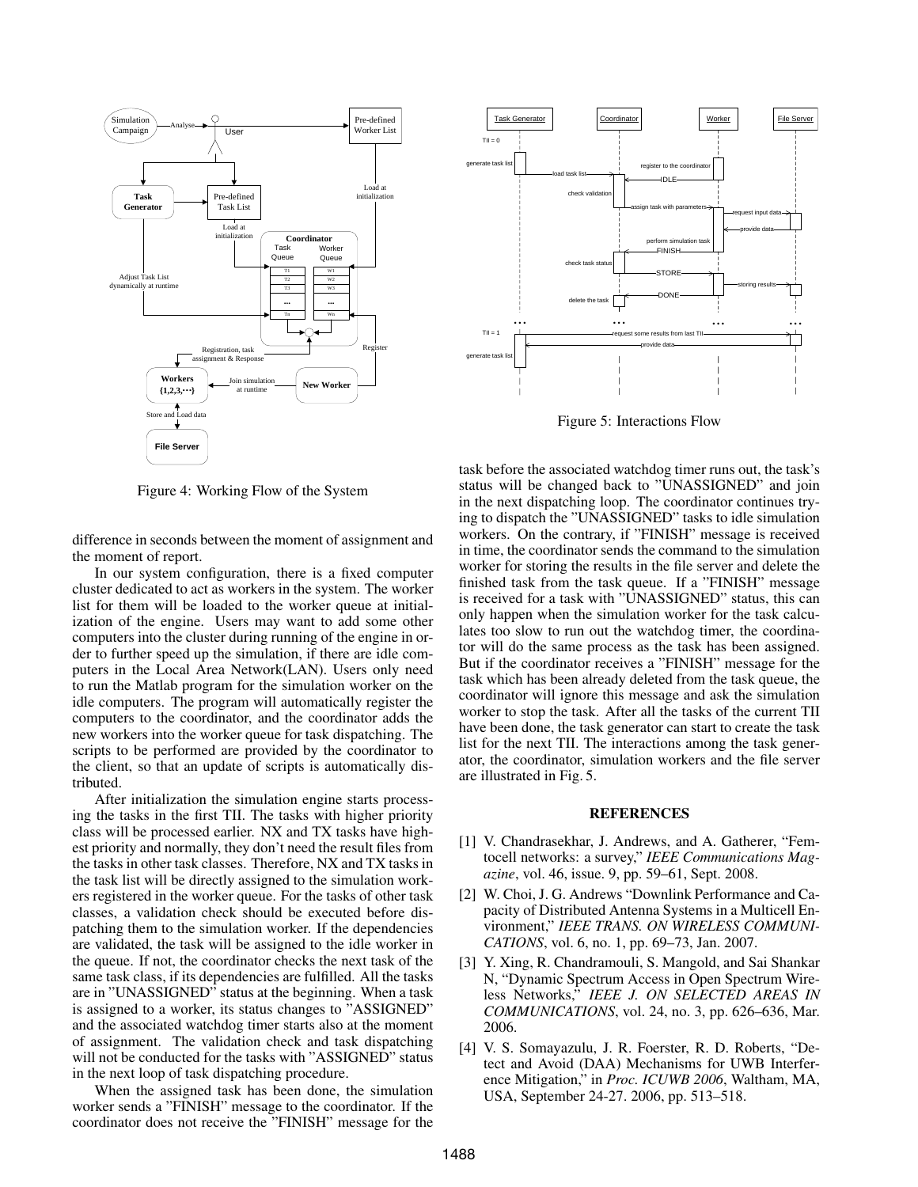Simulation Campaign

Analyse

User

Pre-defined Worker List

Task Generator

Pre-defined Task List

Load at initialization

Load at initialization

Coordinator

Task Queue

Worker Queue

T1
T2
T3
...
Tn

W1
W2
W3
...
Wn

Adjust Task List dynamically at runtime

Registration, task assignment & Response

Register

Workers {1,2,3,···}

Join simulation at runtime

New Worker

Store and Load data

File Server

Figure 4: Working Flow of the System

Task Generator

Coordinator

Worker

File Server

TII = 0

generate task list

load task list

register to the coordinator

IDLE

check validation

assign task with parameters

request input data

provide data

perform simulation task

FINISH

check task status

STORE

storing results

DONE

delete the task

TII = 1

request some results from last TII

provide data

generate task list

Figure 5: Interactions Flow

difference in seconds between the moment of assignment and the moment of report.

In our system configuration, there is a fixed computer cluster dedicated to act as workers in the system. The worker list for them will be loaded to the worker queue at initialization of the engine. Users may want to add some other computers into the cluster during running of the engine in order to further speed up the simulation, if there are idle computers in the Local Area Network(LAN). Users only need to run the Matlab program for the simulation worker on the idle computers. The program will automatically register the computers to the coordinator, and the coordinator adds the new workers into the worker queue for task dispatching. The scripts to be performed are provided by the coordinator to the client, so that an update of scripts is automatically distributed.

After initialization the simulation engine starts processing the tasks in the first TII. The tasks with higher priority class will be processed earlier. NX and TX tasks have highest priority and normally, they don't need the result files from the tasks in other task classes. Therefore, NX and TX tasks in the task list will be directly assigned to the simulation workers registered in the worker queue. For the tasks of other task classes, a validation check should be executed before dispatching them to the simulation worker. If the dependencies are validated, the task will be assigned to the idle worker in the queue. If not, the coordinator checks the next task of the same task class, if its dependencies are fulfilled. All the tasks are in "UNASSIGNED" status at the beginning. When a task is assigned to a worker, its status changes to "ASSIGNED" and the associated watchdog timer starts also at the moment of assignment. The validation check and task dispatching will not be conducted for the tasks with "ASSIGNED" status in the next loop of task dispatching procedure.

When the assigned task has been done, the simulation worker sends a "FINISH" message to the coordinator. If the coordinator does not receive the "FINISH" message for the task before the associated watchdog timer runs out, the task's status will be changed back to "UNASSIGNED" and join in the next dispatching loop. The coordinator continues trying to dispatch the "UNASSIGNED" tasks to idle simulation workers. On the contrary, if "FINISH" message is received in time, the coordinator sends the command to the simulation worker for storing the results in the file server and delete the finished task from the task queue. If a "FINISH" message is received for a task with "UNASSIGNED" status, this can only happen when the simulation worker for the task calculates too slow to run out the watchdog timer, the coordinator will do the same process as the task has been assigned. But if the coordinator receives a "FINISH" message for the task which has been already deleted from the task queue, the coordinator will ignore this message and ask the simulation worker to stop the task. After all the tasks of the current TII have been done, the task generator can start to create the task list for the next TII. The interactions among the task generator, the coordinator, simulation workers and the file server are illustrated in Fig. 5.

## REFERENCES

[1] V. Chandrasekhar, J. Andrews, and A. Gatherer, "Femtocell networks: a survey," *IEEE Communications Magazine*, vol. 46, issue. 9, pp. 59–61, Sept. 2008.

[2] W. Choi, J. G. Andrews "Downlink Performance and Capacity of Distributed Antenna Systems in a Multicell Environment," *IEEE TRANS. ON WIRELESS COMMUNICATIONS*, vol. 6, no. 1, pp. 69–73, Jan. 2007.

[3] Y. Xing, R. Chandramouli, S. Mangold, and Sai Shankar N, "Dynamic Spectrum Access in Open Spectrum Wireless Networks," *IEEE J. ON SELECTED AREAS IN COMMUNICATIONS*, vol. 24, no. 3, pp. 626–636, Mar. 2006.

[4] V. S. Somayazulu, J. R. Foerster, R. D. Roberts, "Detect and Avoid (DAA) Mechanisms for UWB Interference Mitigation," in *Proc. ICUWB 2006*, Waltham, MA, USA, September 24-27. 2006, pp. 513–518.